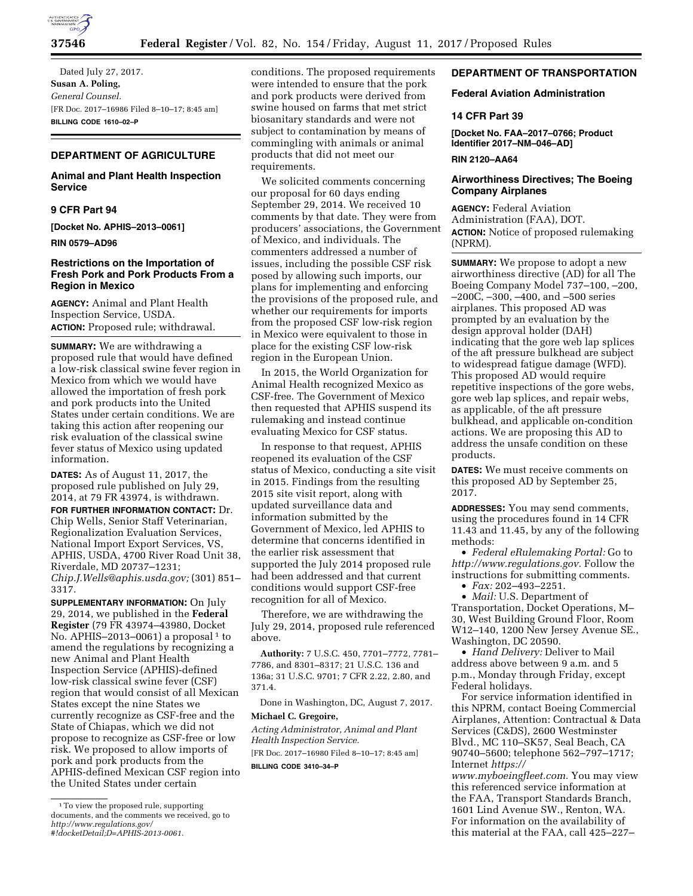Dated July 27, 2017.

**Susan A. Poling,**

*General Counsel.*

[FR Doc. 2017–16986 Filed 8–10–17; 8:45 am]

**BILLING CODE 1610–02–P**

## DEPARTMENT OF AGRICULTURE

### Animal and Plant Health Inspection Service

### 9 CFR Part 94

**[Docket No. APHIS–2013–0061]**

**RIN 0579–AD96**

### Restrictions on the Importation of Fresh Pork and Pork Products From a Region in Mexico

**AGENCY:** Animal and Plant Health Inspection Service, USDA.

**ACTION:** Proposed rule; withdrawal.

**SUMMARY:** We are withdrawing a proposed rule that would have defined a low-risk classical swine fever region in Mexico from which we would have allowed the importation of fresh pork and pork products into the United States under certain conditions. We are taking this action after reopening our risk evaluation of the classical swine fever status of Mexico using updated information.

**DATES:** As of August 11, 2017, the proposed rule published on July 29, 2014, at 79 FR 43974, is withdrawn.

**FOR FURTHER INFORMATION CONTACT:** Dr. Chip Wells, Senior Staff Veterinarian, Regionalization Evaluation Services, National Import Export Services, VS, APHIS, USDA, 4700 River Road Unit 38, Riverdale, MD 20737–1231; *Chip.J.Wells@aphis.usda.gov;* (301) 851–3317.

**SUPPLEMENTARY INFORMATION:** On July 29, 2014, we published in the **Federal Register** (79 FR 43974–43980, Docket No. APHIS–2013–0061) a proposal [1] to amend the regulations by recognizing a new Animal and Plant Health Inspection Service (APHIS)-defined low-risk classical swine fever (CSF) region that would consist of all Mexican States except the nine States we currently recognize as CSF-free and the State of Chiapas, which we did not propose to recognize as CSF-free or low risk. We proposed to allow imports of pork and pork products from the APHIS-defined Mexican CSF region into the United States under certain conditions. The proposed requirements were intended to ensure that the pork and pork products were derived from swine housed on farms that met strict biosanitary standards and were not subject to contamination by means of commingling with animals or animal products that did not meet our requirements.

We solicited comments concerning our proposal for 60 days ending September 29, 2014. We received 10 comments by that date. They were from producers' associations, the Government of Mexico, and individuals. The commenters addressed a number of issues, including the possible CSF risk posed by allowing such imports, our plans for implementing and enforcing the provisions of the proposed rule, and whether our requirements for imports from the proposed CSF low-risk region in Mexico were equivalent to those in place for the existing CSF low-risk region in the European Union.

In 2015, the World Organization for Animal Health recognized Mexico as CSF-free. The Government of Mexico then requested that APHIS suspend its rulemaking and instead continue evaluating Mexico for CSF status.

In response to that request, APHIS reopened its evaluation of the CSF status of Mexico, conducting a site visit in 2015. Findings from the resulting 2015 site visit report, along with updated surveillance data and information submitted by the Government of Mexico, led APHIS to determine that concerns identified in the earlier risk assessment that supported the July 2014 proposed rule had been addressed and that current conditions would support CSF-free recognition for all of Mexico.

Therefore, we are withdrawing the July 29, 2014, proposed rule referenced above.

**Authority:** 7 U.S.C. 450, 7701–7772, 7781–7786, and 8301–8317; 21 U.S.C. 136 and 136a; 31 U.S.C. 9701; 7 CFR 2.22, 2.80, and 371.4.

Done in Washington, DC, August 7, 2017.

**Michael C. Gregoire,**

*Acting Administrator, Animal and Plant Health Inspection Service.*

[FR Doc. 2017–16980 Filed 8–10–17; 8:45 am]

**BILLING CODE 3410–34–P**

[1] To view the proposed rule, supporting documents, and the comments we received, go to *http://www.regulations.gov/#!docketDetail;D=APHIS-2013-0061.*

## DEPARTMENT OF TRANSPORTATION

### Federal Aviation Administration

### 14 CFR Part 39

**[Docket No. FAA–2017–0766; Product Identifier 2017–NM–046–AD]**

**RIN 2120–AA64**

### Airworthiness Directives; The Boeing Company Airplanes

**AGENCY:** Federal Aviation Administration (FAA), DOT.

**ACTION:** Notice of proposed rulemaking (NPRM).

**SUMMARY:** We propose to adopt a new airworthiness directive (AD) for all The Boeing Company Model 737–100, –200, –200C, –300, –400, and –500 series airplanes. This proposed AD was prompted by an evaluation by the design approval holder (DAH) indicating that the gore web lap splices of the aft pressure bulkhead are subject to widespread fatigue damage (WFD). This proposed AD would require repetitive inspections of the gore webs, gore web lap splices, and repair webs, as applicable, of the aft pressure bulkhead, and applicable on-condition actions. We are proposing this AD to address the unsafe condition on these products.

**DATES:** We must receive comments on this proposed AD by September 25, 2017.

**ADDRESSES:** You may send comments, using the procedures found in 14 CFR 11.43 and 11.45, by any of the following methods:

- *Federal eRulemaking Portal:* Go to *http://www.regulations.gov.* Follow the instructions for submitting comments.
- *Fax:* 202–493–2251.
- *Mail:* U.S. Department of Transportation, Docket Operations, M–30, West Building Ground Floor, Room W12–140, 1200 New Jersey Avenue SE., Washington, DC 20590.
- *Hand Delivery:* Deliver to Mail address above between 9 a.m. and 5 p.m., Monday through Friday, except Federal holidays.

For service information identified in this NPRM, contact Boeing Commercial Airplanes, Attention: Contractual & Data Services (C&DS), 2600 Westminster Blvd., MC 110–SK57, Seal Beach, CA 90740–5600; telephone 562–797–1717; Internet *https://www.myboeingfleet.com.* You may view this referenced service information at the FAA, Transport Standards Branch, 1601 Lind Avenue SW., Renton, WA. For information on the availability of this material at the FAA, call 425–227–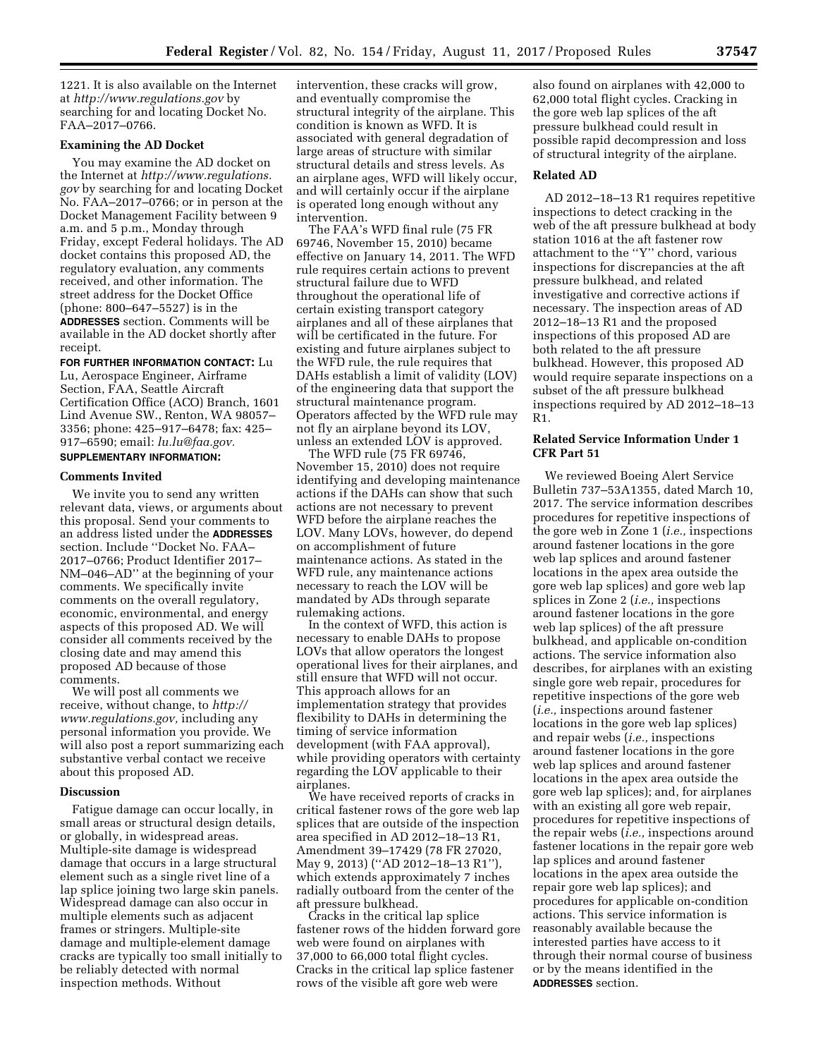1221. It is also available on the Internet at *http://www.regulations.gov* by searching for and locating Docket No. FAA–2017–0766.

### Examining the AD Docket

You may examine the AD docket on the Internet at *http://www.regulations.gov* by searching for and locating Docket No. FAA–2017–0766; or in person at the Docket Management Facility between 9 a.m. and 5 p.m., Monday through Friday, except Federal holidays. The AD docket contains this proposed AD, the regulatory evaluation, any comments received, and other information. The street address for the Docket Office (phone: 800–647–5527) is in the **ADDRESSES** section. Comments will be available in the AD docket shortly after receipt.

**FOR FURTHER INFORMATION CONTACT:** Lu Lu, Aerospace Engineer, Airframe Section, FAA, Seattle Aircraft Certification Office (ACO) Branch, 1601 Lind Avenue SW., Renton, WA 98057–3356; phone: 425–917–6478; fax: 425–917–6590; email: *lu.lu@faa.gov.*

**SUPPLEMENTARY INFORMATION:**

### Comments Invited

We invite you to send any written relevant data, views, or arguments about this proposal. Send your comments to an address listed under the **ADDRESSES** section. Include ''Docket No. FAA–2017–0766; Product Identifier 2017–NM–046–AD'' at the beginning of your comments. We specifically invite comments on the overall regulatory, economic, environmental, and energy aspects of this proposed AD. We will consider all comments received by the closing date and may amend this proposed AD because of those comments.

We will post all comments we receive, without change, to *http://www.regulations.gov,* including any personal information you provide. We will also post a report summarizing each substantive verbal contact we receive about this proposed AD.

### Discussion

Fatigue damage can occur locally, in small areas or structural design details, or globally, in widespread areas. Multiple-site damage is widespread damage that occurs in a large structural element such as a single rivet line of a lap splice joining two large skin panels. Widespread damage can also occur in multiple elements such as adjacent frames or stringers. Multiple-site damage and multiple-element damage cracks are typically too small initially to be reliably detected with normal inspection methods. Without intervention, these cracks will grow, and eventually compromise the structural integrity of the airplane. This condition is known as WFD. It is associated with general degradation of large areas of structure with similar structural details and stress levels. As an airplane ages, WFD will likely occur, and will certainly occur if the airplane is operated long enough without any intervention.

The FAA's WFD final rule (75 FR 69746, November 15, 2010) became effective on January 14, 2011. The WFD rule requires certain actions to prevent structural failure due to WFD throughout the operational life of certain existing transport category airplanes and all of these airplanes that will be certificated in the future. For existing and future airplanes subject to the WFD rule, the rule requires that DAHs establish a limit of validity (LOV) of the engineering data that support the structural maintenance program. Operators affected by the WFD rule may not fly an airplane beyond its LOV, unless an extended LOV is approved.

The WFD rule (75 FR 69746, November 15, 2010) does not require identifying and developing maintenance actions if the DAHs can show that such actions are not necessary to prevent WFD before the airplane reaches the LOV. Many LOVs, however, do depend on accomplishment of future maintenance actions. As stated in the WFD rule, any maintenance actions necessary to reach the LOV will be mandated by ADs through separate rulemaking actions.

In the context of WFD, this action is necessary to enable DAHs to propose LOVs that allow operators the longest operational lives for their airplanes, and still ensure that WFD will not occur. This approach allows for an implementation strategy that provides flexibility to DAHs in determining the timing of service information development (with FAA approval), while providing operators with certainty regarding the LOV applicable to their airplanes.

We have received reports of cracks in critical fastener rows of the gore web lap splices that are outside of the inspection area specified in AD 2012–18–13 R1, Amendment 39–17429 (78 FR 27020, May 9, 2013) (''AD 2012–18–13 R1''), which extends approximately 7 inches radially outboard from the center of the aft pressure bulkhead.

Cracks in the critical lap splice fastener rows of the hidden forward gore web were found on airplanes with 37,000 to 66,000 total flight cycles. Cracks in the critical lap splice fastener rows of the visible aft gore web were also found on airplanes with 42,000 to 62,000 total flight cycles. Cracking in the gore web lap splices of the aft pressure bulkhead could result in possible rapid decompression and loss of structural integrity of the airplane.

### Related AD

AD 2012–18–13 R1 requires repetitive inspections to detect cracking in the web of the aft pressure bulkhead at body station 1016 at the aft fastener row attachment to the ''Y'' chord, various inspections for discrepancies at the aft pressure bulkhead, and related investigative and corrective actions if necessary. The inspection areas of AD 2012–18–13 R1 and the proposed inspections of this proposed AD are both related to the aft pressure bulkhead. However, this proposed AD would require separate inspections on a subset of the aft pressure bulkhead inspections required by AD 2012–18–13 R1.

### Related Service Information Under 1 CFR Part 51

We reviewed Boeing Alert Service Bulletin 737–53A1355, dated March 10, 2017. The service information describes procedures for repetitive inspections of the gore web in Zone 1 (*i.e.,* inspections around fastener locations in the gore web lap splices and around fastener locations in the apex area outside the gore web lap splices) and gore web lap splices in Zone 2 (*i.e.,* inspections around fastener locations in the gore web lap splices) of the aft pressure bulkhead, and applicable on-condition actions. The service information also describes, for airplanes with an existing single gore web repair, procedures for repetitive inspections of the gore web (*i.e.,* inspections around fastener locations in the gore web lap splices) and repair webs (*i.e.,* inspections around fastener locations in the gore web lap splices and around fastener locations in the apex area outside the gore web lap splices); and, for airplanes with an existing all gore web repair, procedures for repetitive inspections of the repair webs (*i.e.,* inspections around fastener locations in the repair gore web lap splices and around fastener locations in the apex area outside the repair gore web lap splices); and procedures for applicable on-condition actions. This service information is reasonably available because the interested parties have access to it through their normal course of business or by the means identified in the **ADDRESSES** section.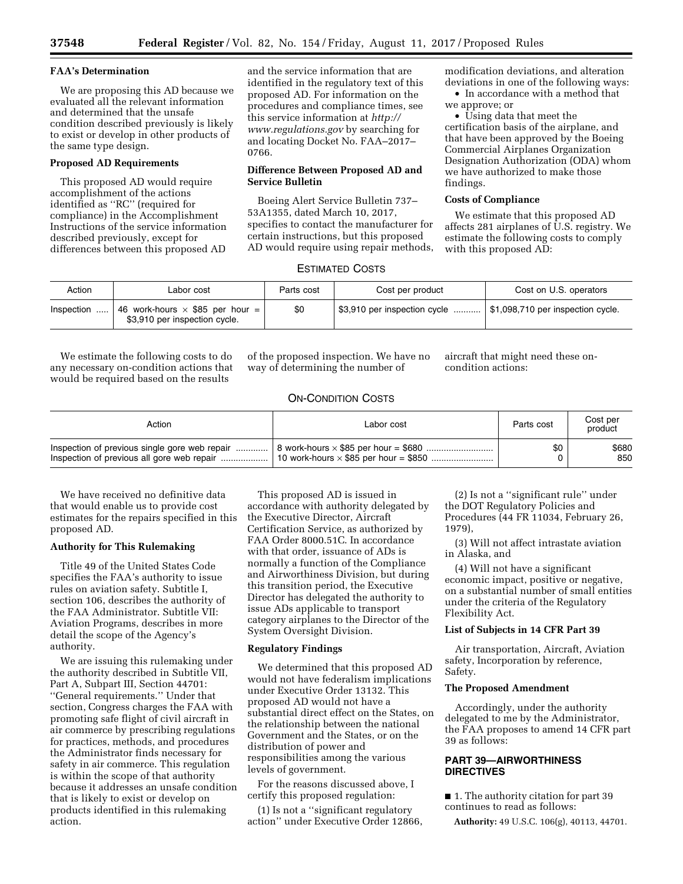**FAA's Determination**

We are proposing this AD because we evaluated all the relevant information and determined that the unsafe condition described previously is likely to exist or develop in other products of the same type design.

**Proposed AD Requirements**

This proposed AD would require accomplishment of the actions identified as "RC" (required for compliance) in the Accomplishment Instructions of the service information described previously, except for differences between this proposed AD and the service information that are identified in the regulatory text of this proposed AD. For information on the procedures and compliance times, see this service information at *http://www.regulations.gov* by searching for and locating Docket No. FAA–2017–0766.

**Difference Between Proposed AD and Service Bulletin**

Boeing Alert Service Bulletin 737–53A1355, dated March 10, 2017, specifies to contact the manufacturer for certain instructions, but this proposed AD would require using repair methods, modification deviations, and alteration deviations in one of the following ways:

- In accordance with a method that we approve; or
- Using data that meet the certification basis of the airplane, and that have been approved by the Boeing Commercial Airplanes Organization Designation Authorization (ODA) whom we have authorized to make those findings.

**Costs of Compliance**

We estimate that this proposed AD affects 281 airplanes of U.S. registry. We estimate the following costs to comply with this proposed AD:

ESTIMATED COSTS

| Action | Labor cost | Parts cost | Cost per product | Cost on U.S. operators |
|---|---|---|---|---|
| Inspection | 46 work-hours × $85 per hour = $3,910 per inspection cycle. | $0 | $3,910 per inspection cycle | $1,098,710 per inspection cycle. |

We estimate the following costs to do any necessary on-condition actions that would be required based on the results of the proposed inspection. We have no way of determining the number of aircraft that might need these on-condition actions:

ON-CONDITION COSTS

| Action | Labor cost | Parts cost | Cost per product |
|---|---|---|---|
| Inspection of previous single gore web repair | 8 work-hours × $85 per hour = $680 | $0 | $680 |
| Inspection of previous all gore web repair | 10 work-hours × $85 per hour = $850 | 0 | 850 |

We have received no definitive data that would enable us to provide cost estimates for the repairs specified in this proposed AD.

**Authority for This Rulemaking**

Title 49 of the United States Code specifies the FAA's authority to issue rules on aviation safety. Subtitle I, section 106, describes the authority of the FAA Administrator. Subtitle VII: Aviation Programs, describes in more detail the scope of the Agency's authority.

We are issuing this rulemaking under the authority described in Subtitle VII, Part A, Subpart III, Section 44701: "General requirements." Under that section, Congress charges the FAA with promoting safe flight of civil aircraft in air commerce by prescribing regulations for practices, methods, and procedures the Administrator finds necessary for safety in air commerce. This regulation is within the scope of that authority because it addresses an unsafe condition that is likely to exist or develop on products identified in this rulemaking action.

This proposed AD is issued in accordance with authority delegated by the Executive Director, Aircraft Certification Service, as authorized by FAA Order 8000.51C. In accordance with that order, issuance of ADs is normally a function of the Compliance and Airworthiness Division, but during this transition period, the Executive Director has delegated the authority to issue ADs applicable to transport category airplanes to the Director of the System Oversight Division.

**Regulatory Findings**

We determined that this proposed AD would not have federalism implications under Executive Order 13132. This proposed AD would not have a substantial direct effect on the States, on the relationship between the national Government and the States, or on the distribution of power and responsibilities among the various levels of government.

For the reasons discussed above, I certify this proposed regulation:

(1) Is not a "significant regulatory action" under Executive Order 12866,

(2) Is not a "significant rule" under the DOT Regulatory Policies and Procedures (44 FR 11034, February 26, 1979),

(3) Will not affect intrastate aviation in Alaska, and

(4) Will not have a significant economic impact, positive or negative, on a substantial number of small entities under the criteria of the Regulatory Flexibility Act.

**List of Subjects in 14 CFR Part 39**

Air transportation, Aircraft, Aviation safety, Incorporation by reference, Safety.

**The Proposed Amendment**

Accordingly, under the authority delegated to me by the Administrator, the FAA proposes to amend 14 CFR part 39 as follows:

**PART 39—AIRWORTHINESS DIRECTIVES**

■ 1. The authority citation for part 39 continues to read as follows:

**Authority:** 49 U.S.C. 106(g), 40113, 44701.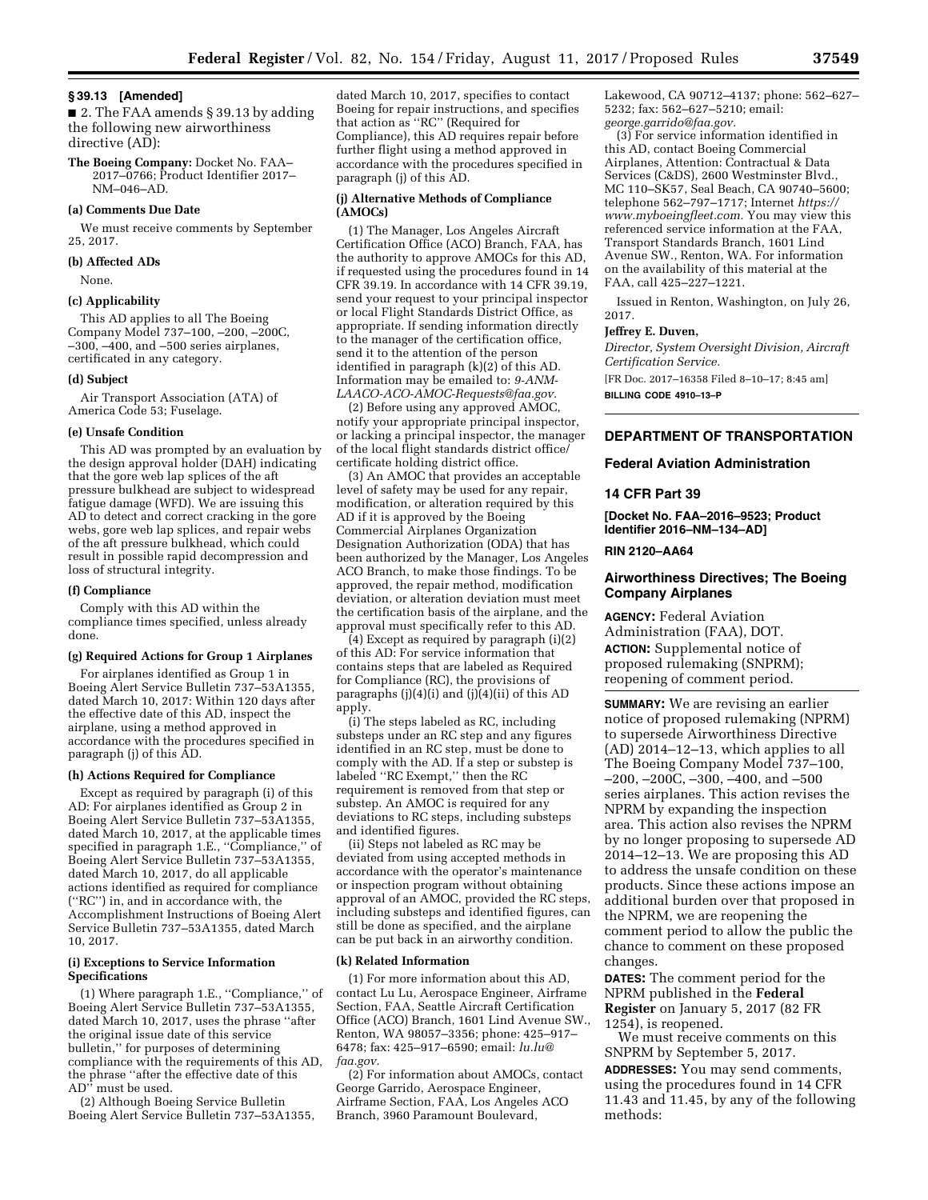### § 39.13 [Amended]

■ 2. The FAA amends § 39.13 by adding the following new airworthiness directive (AD):

**The Boeing Company:** Docket No. FAA–2017–0766; Product Identifier 2017–NM–046–AD.

#### (a) Comments Due Date

We must receive comments by September 25, 2017.

#### (b) Affected ADs

None.

#### (c) Applicability

This AD applies to all The Boeing Company Model 737–100, –200, –200C, –300, –400, and –500 series airplanes, certificated in any category.

#### (d) Subject

Air Transport Association (ATA) of America Code 53; Fuselage.

#### (e) Unsafe Condition

This AD was prompted by an evaluation by the design approval holder (DAH) indicating that the gore web lap splices of the aft pressure bulkhead are subject to widespread fatigue damage (WFD). We are issuing this AD to detect and correct cracking in the gore webs, gore web lap splices, and repair webs of the aft pressure bulkhead, which could result in possible rapid decompression and loss of structural integrity.

#### (f) Compliance

Comply with this AD within the compliance times specified, unless already done.

#### (g) Required Actions for Group 1 Airplanes

For airplanes identified as Group 1 in Boeing Alert Service Bulletin 737–53A1355, dated March 10, 2017: Within 120 days after the effective date of this AD, inspect the airplane, using a method approved in accordance with the procedures specified in paragraph (j) of this AD.

#### (h) Actions Required for Compliance

Except as required by paragraph (i) of this AD: For airplanes identified as Group 2 in Boeing Alert Service Bulletin 737–53A1355, dated March 10, 2017, at the applicable times specified in paragraph 1.E., "Compliance," of Boeing Alert Service Bulletin 737–53A1355, dated March 10, 2017, do all applicable actions identified as required for compliance ("RC") in, and in accordance with, the Accomplishment Instructions of Boeing Alert Service Bulletin 737–53A1355, dated March 10, 2017.

#### (i) Exceptions to Service Information Specifications

(1) Where paragraph 1.E., "Compliance," of Boeing Alert Service Bulletin 737–53A1355, dated March 10, 2017, uses the phrase "after the original issue date of this service bulletin," for purposes of determining compliance with the requirements of this AD, the phrase "after the effective date of this AD" must be used.

(2) Although Boeing Service Bulletin Boeing Alert Service Bulletin 737–53A1355, dated March 10, 2017, specifies to contact Boeing for repair instructions, and specifies that action as "RC" (Required for Compliance), this AD requires repair before further flight using a method approved in accordance with the procedures specified in paragraph (j) of this AD.

#### (j) Alternative Methods of Compliance (AMOCs)

(1) The Manager, Los Angeles Aircraft Certification Office (ACO) Branch, FAA, has the authority to approve AMOCs for this AD, if requested using the procedures found in 14 CFR 39.19. In accordance with 14 CFR 39.19, send your request to your principal inspector or local Flight Standards District Office, as appropriate. If sending information directly to the manager of the certification office, send it to the attention of the person identified in paragraph (k)(2) of this AD. Information may be emailed to: *9-ANM-LAACO-ACO-AMOC-Requests@faa.gov.*

(2) Before using any approved AMOC, notify your appropriate principal inspector, or lacking a principal inspector, the manager of the local flight standards district office/certificate holding district office.

(3) An AMOC that provides an acceptable level of safety may be used for any repair, modification, or alteration required by this AD if it is approved by the Boeing Commercial Airplanes Organization Designation Authorization (ODA) that has been authorized by the Manager, Los Angeles ACO Branch, to make those findings. To be approved, the repair method, modification deviation, or alteration deviation must meet the certification basis of the airplane, and the approval must specifically refer to this AD.

(4) Except as required by paragraph (i)(2) of this AD: For service information that contains steps that are labeled as Required for Compliance (RC), the provisions of paragraphs (j)(4)(i) and (j)(4)(ii) of this AD apply.

(i) The steps labeled as RC, including substeps under an RC step and any figures identified in an RC step, must be done to comply with the AD. If a step or substep is labeled "RC Exempt," then the RC requirement is removed from that step or substep. An AMOC is required for any deviations to RC steps, including substeps and identified figures.

(ii) Steps not labeled as RC may be deviated from using accepted methods in accordance with the operator's maintenance or inspection program without obtaining approval of an AMOC, provided the RC steps, including substeps and identified figures, can still be done as specified, and the airplane can be put back in an airworthy condition.

#### (k) Related Information

(1) For more information about this AD, contact Lu Lu, Aerospace Engineer, Airframe Section, FAA, Seattle Aircraft Certification Office (ACO) Branch, 1601 Lind Avenue SW., Renton, WA 98057–3356; phone: 425–917–6478; fax: 425–917–6590; email: *lu.lu@faa.gov.*

(2) For information about AMOCs, contact George Garrido, Aerospace Engineer, Airframe Section, FAA, Los Angeles ACO Branch, 3960 Paramount Boulevard, Lakewood, CA 90712–4137; phone: 562–627–5232; fax: 562–627–5210; email: *george.garrido@faa.gov.*

(3) For service information identified in this AD, contact Boeing Commercial Airplanes, Attention: Contractual & Data Services (C&DS), 2600 Westminster Blvd., MC 110–SK57, Seal Beach, CA 90740–5600; telephone 562–797–1717; Internet *https://www.myboeingfleet.com.* You may view this referenced service information at the FAA, Transport Standards Branch, 1601 Lind Avenue SW., Renton, WA. For information on the availability of this material at the FAA, call 425–227–1221.

Issued in Renton, Washington, on July 26, 2017.

**Jeffrey E. Duven,**

*Director, System Oversight Division, Aircraft Certification Service.*

[FR Doc. 2017–16358 Filed 8–10–17; 8:45 am]

**BILLING CODE 4910–13–P**

---

## DEPARTMENT OF TRANSPORTATION

## Federal Aviation Administration

## 14 CFR Part 39

**[Docket No. FAA–2016–9523; Product Identifier 2016–NM–134–AD]**

**RIN 2120–AA64**

## Airworthiness Directives; The Boeing Company Airplanes

**AGENCY:** Federal Aviation Administration (FAA), DOT.

**ACTION:** Supplemental notice of proposed rulemaking (SNPRM); reopening of comment period.

**SUMMARY:** We are revising an earlier notice of proposed rulemaking (NPRM) to supersede Airworthiness Directive (AD) 2014–12–13, which applies to all The Boeing Company Model 737–100, –200, –200C, –300, –400, and –500 series airplanes. This action revises the NPRM by expanding the inspection area. This action also revises the NPRM by no longer proposing to supersede AD 2014–12–13. We are proposing this AD to address the unsafe condition on these products. Since these actions impose an additional burden over that proposed in the NPRM, we are reopening the comment period to allow the public the chance to comment on these proposed changes.

**DATES:** The comment period for the NPRM published in the **Federal Register** on January 5, 2017 (82 FR 1254), is reopened.

We must receive comments on this SNPRM by September 5, 2017.

**ADDRESSES:** You may send comments, using the procedures found in 14 CFR 11.43 and 11.45, by any of the following methods: